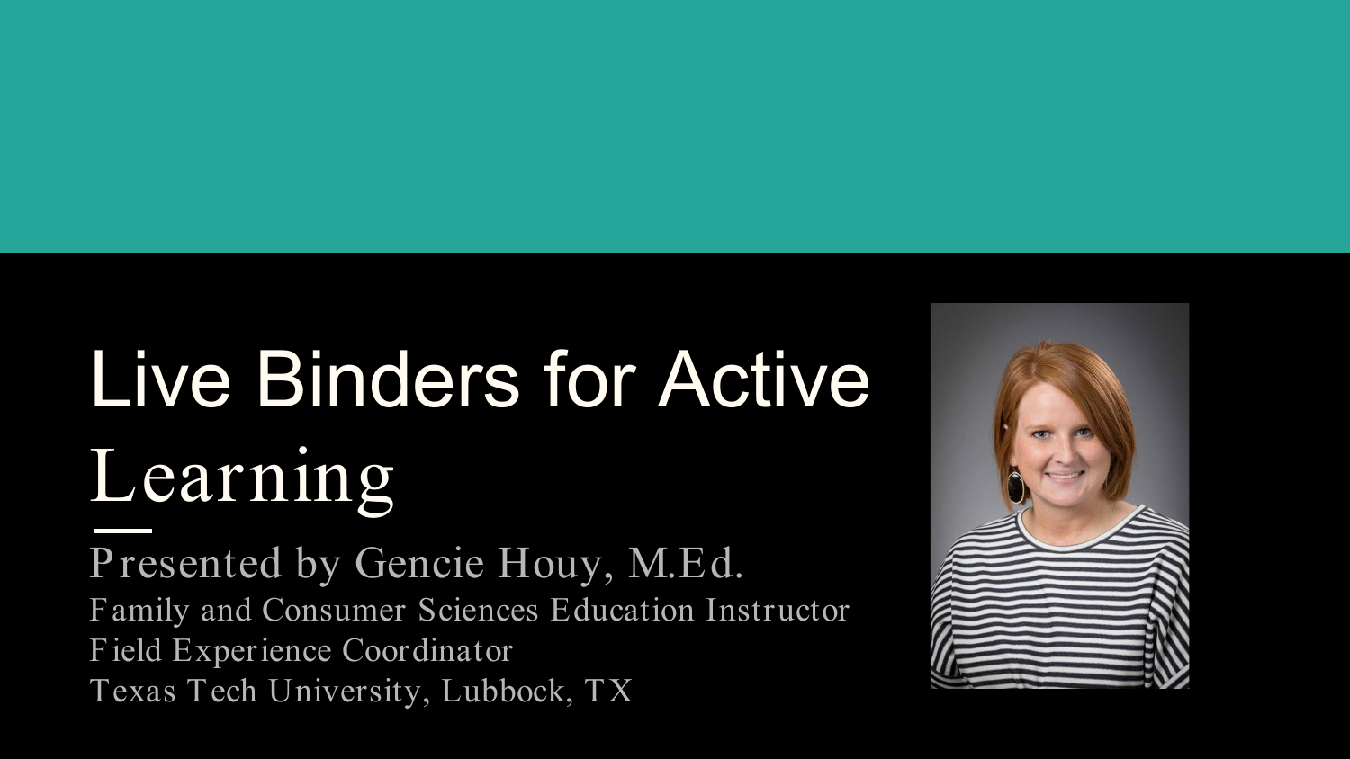# Live Binders for Active Learning

Presented by Gencie Houy, M.Ed.

Family and Consumer Sciences Education Instructor
Field Experience Coordinator
Texas Tech University, Lubbock, TX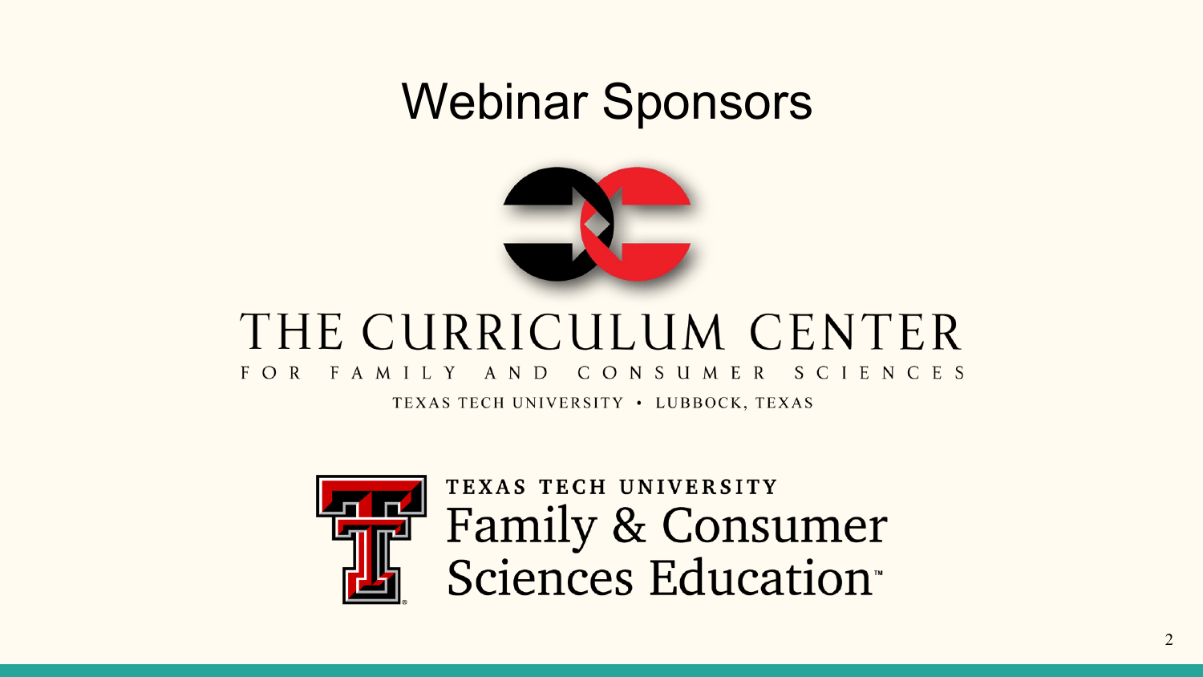# Webinar Sponsors

THE CURRICULUM CENTER

FOR FAMILY AND CONSUMER SCIENCES

TEXAS TECH UNIVERSITY • LUBBOCK, TEXAS

TEXAS TECH UNIVERSITY

Family & Consumer Sciences Education™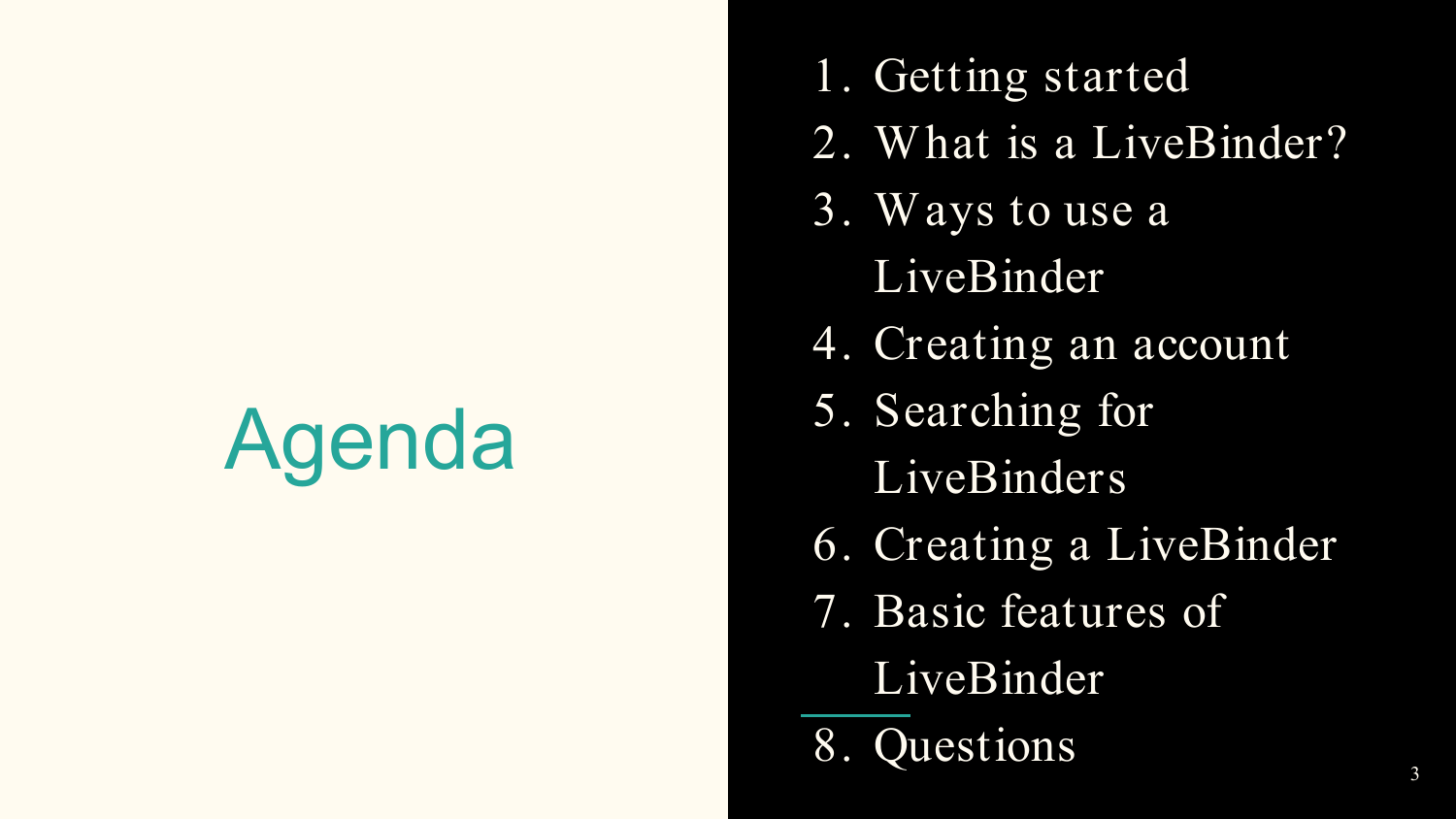# Agenda

1. Getting started
2. What is a LiveBinder?
3. Ways to use a LiveBinder
4. Creating an account
5. Searching for LiveBinders
6. Creating a LiveBinder
7. Basic features of LiveBinder
8. Questions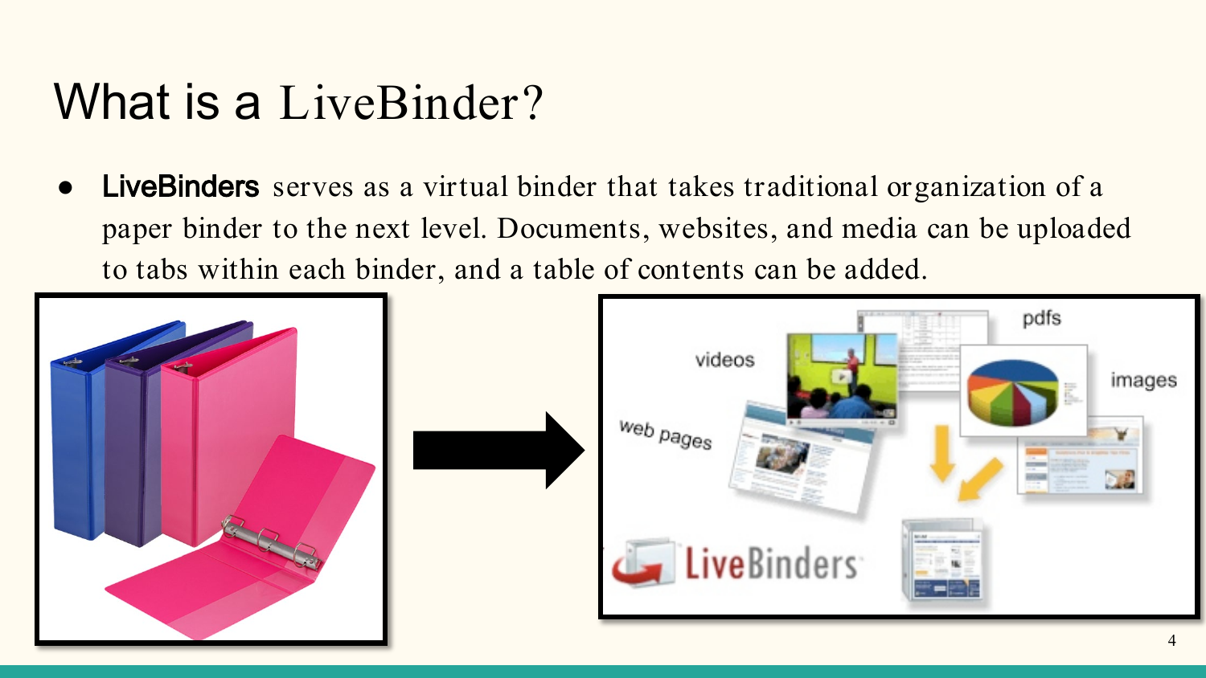# What is a LiveBinder?

- **LiveBinders** serves as a virtual binder that takes traditional organization of a paper binder to the next level. Documents, websites, and media can be uploaded to tabs within each binder, and a table of contents can be added.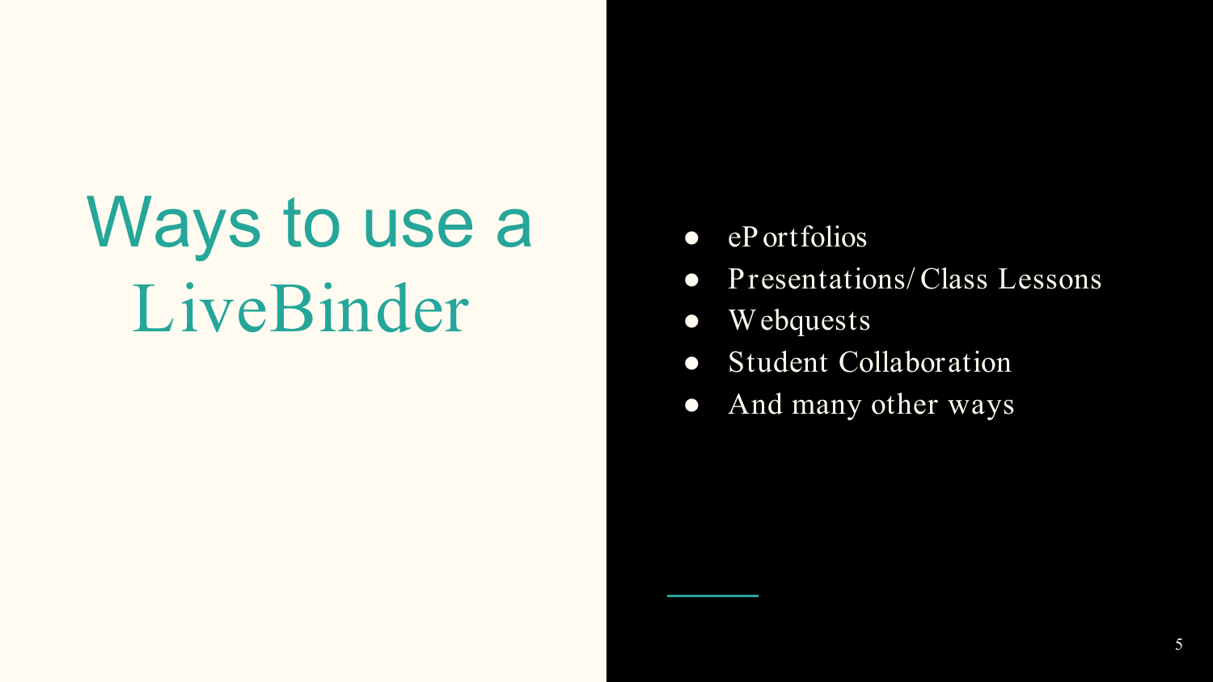# Ways to use a LiveBinder

- ePortfolios
- Presentations/Class Lessons
- Webquests
- Student Collaboration
- And many other ways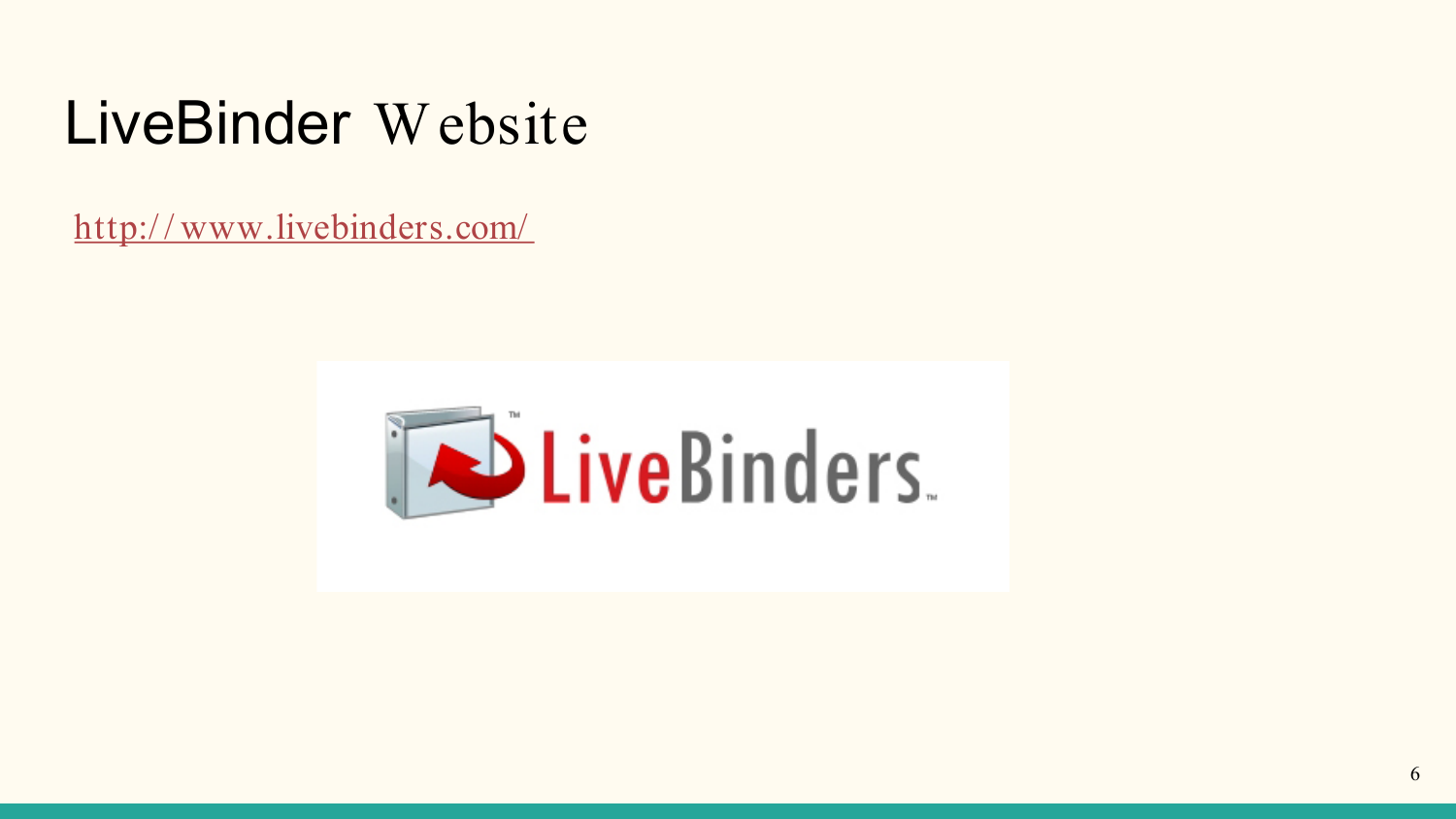# LiveBinder Website

http://www.livebinders.com/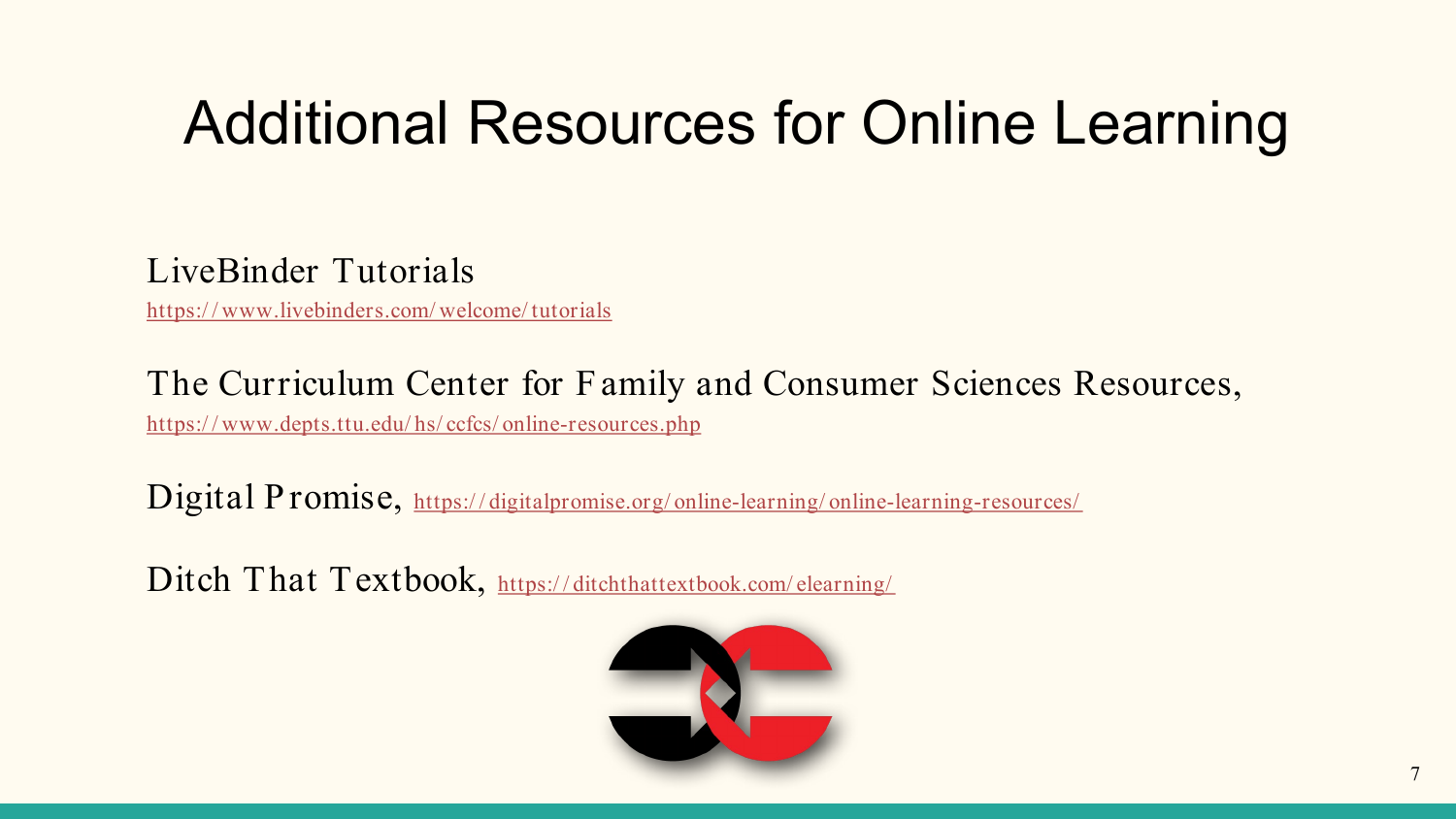# Additional Resources for Online Learning

LiveBinder Tutorials
https://www.livebinders.com/welcome/tutorials

The Curriculum Center for Family and Consumer Sciences Resources,
https://www.depts.ttu.edu/hs/ccfcs/online-resources.php

Digital Promise, https://digitalpromise.org/online-learning/online-learning-resources/

Ditch That Textbook, https://ditchthattextbook.com/elearning/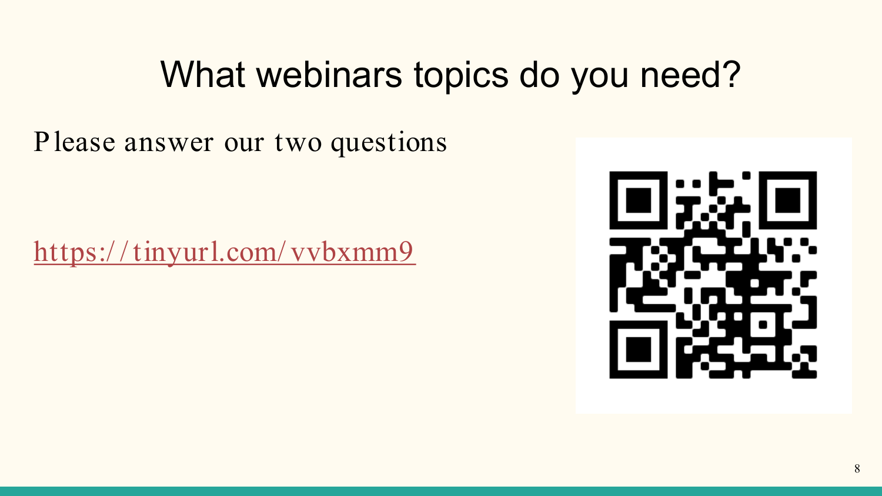# What webinars topics do you need?

Please answer our two questions

[https://tinyurl.com/vvbxmm9](https://tinyurl.com/vvbxmm9)